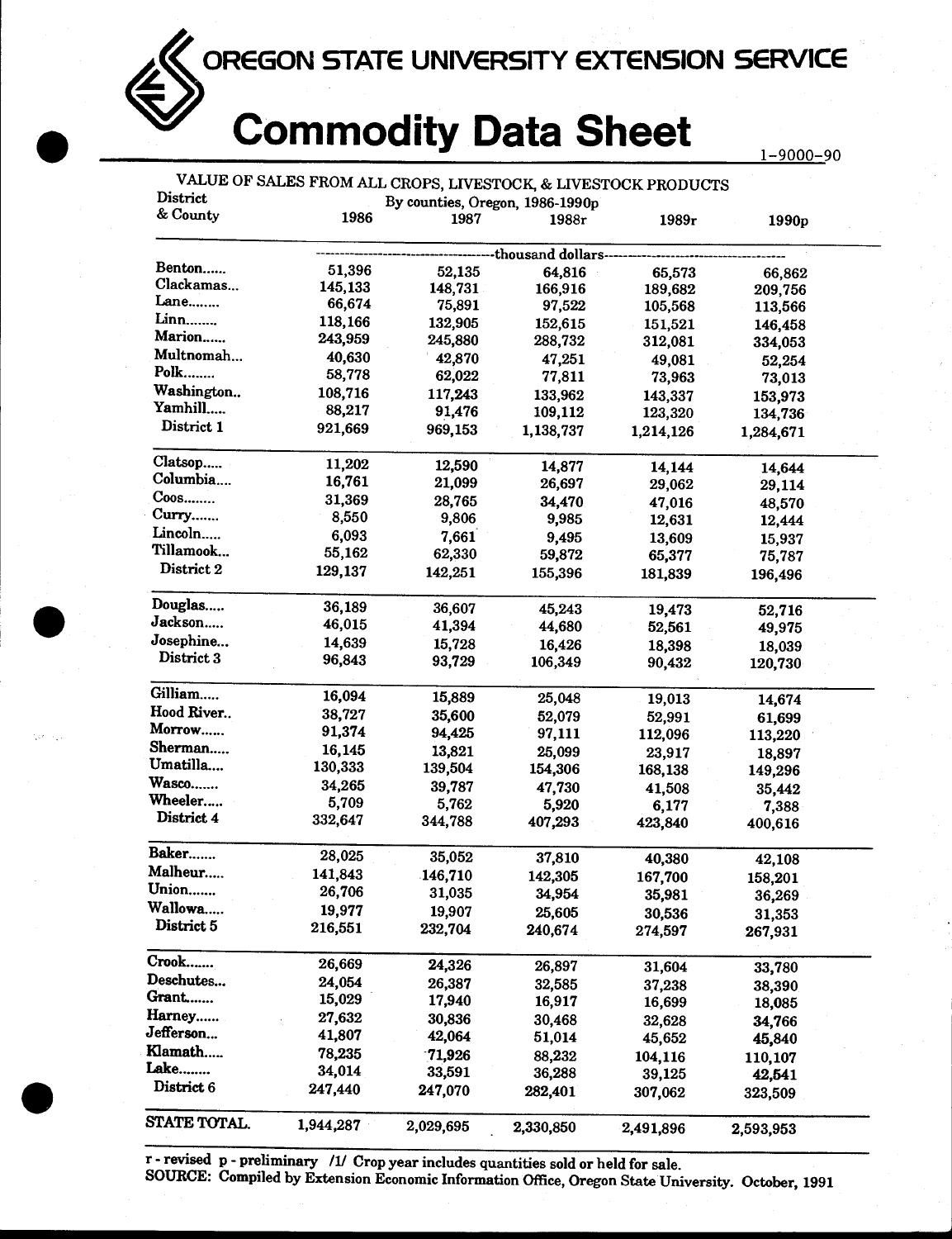# OREGON STATE UNIVERSITY EXTENSION SERVICE

# Commodity Data Sheet

1-9000-90

VALUE OF SALES FROM ALL CROPS, LIVESTOCK, & LIVESTOCK PRODUCTS
By counties, Oregon, 1986-1990p

| District & County | 1986 | 1987 | 1988r | 1989r | 1990p |
|---|---|---|---|---|---|
| | thousand dollars | | | | |
| Benton...... | 51,396 | 52,135 | 64,816 | 65,573 | 66,862 |
| Clackamas... | 145,133 | 148,731 | 166,916 | 189,682 | 209,756 |
| Lane........ | 66,674 | 75,891 | 97,522 | 105,568 | 113,566 |
| Linn........ | 118,166 | 132,905 | 152,615 | 151,521 | 146,458 |
| Marion...... | 243,959 | 245,880 | 288,732 | 312,081 | 334,053 |
| Multnomah... | 40,630 | 42,870 | 47,251 | 49,081 | 52,254 |
| Polk........ | 58,778 | 62,022 | 77,811 | 73,963 | 73,013 |
| Washington.. | 108,716 | 117,243 | 133,962 | 143,337 | 153,973 |
| Yamhill..... | 88,217 | 91,476 | 109,112 | 123,320 | 134,736 |
| District 1 | 921,669 | 969,153 | 1,138,737 | 1,214,126 | 1,284,671 |
| Clatsop..... | 11,202 | 12,590 | 14,877 | 14,144 | 14,644 |
| Columbia.... | 16,761 | 21,099 | 26,697 | 29,062 | 29,114 |
| Coos........ | 31,369 | 28,765 | 34,470 | 47,016 | 48,570 |
| Curry....... | 8,550 | 9,806 | 9,985 | 12,631 | 12,444 |
| Lincoln..... | 6,093 | 7,661 | 9,495 | 13,609 | 15,937 |
| Tillamook... | 55,162 | 62,330 | 59,872 | 65,377 | 75,787 |
| District 2 | 129,137 | 142,251 | 155,396 | 181,839 | 196,496 |
| Douglas..... | 36,189 | 36,607 | 45,243 | 19,473 | 52,716 |
| Jackson..... | 46,015 | 41,394 | 44,680 | 52,561 | 49,975 |
| Josephine... | 14,639 | 15,728 | 16,426 | 18,398 | 18,039 |
| District 3 | 96,843 | 93,729 | 106,349 | 90,432 | 120,730 |
| Gilliam..... | 16,094 | 15,889 | 25,048 | 19,013 | 14,674 |
| Hood River.. | 38,727 | 35,600 | 52,079 | 52,991 | 61,699 |
| Morrow...... | 91,374 | 94,425 | 97,111 | 112,096 | 113,220 |
| Sherman..... | 16,145 | 13,821 | 25,099 | 23,917 | 18,897 |
| Umatilla.... | 130,333 | 139,504 | 154,306 | 168,138 | 149,296 |
| Wasco....... | 34,265 | 39,787 | 47,730 | 41,508 | 35,442 |
| Wheeler..... | 5,709 | 5,762 | 5,920 | 6,177 | 7,388 |
| District 4 | 332,647 | 344,788 | 407,293 | 423,840 | 400,616 |
| Baker....... | 28,025 | 35,052 | 37,810 | 40,380 | 42,108 |
| Malheur..... | 141,843 | 146,710 | 142,305 | 167,700 | 158,201 |
| Union....... | 26,706 | 31,035 | 34,954 | 35,981 | 36,269 |
| Wallowa..... | 19,977 | 19,907 | 25,605 | 30,536 | 31,353 |
| District 5 | 216,551 | 232,704 | 240,674 | 274,597 | 267,931 |
| Crook....... | 26,669 | 24,326 | 26,897 | 31,604 | 33,780 |
| Deschutes... | 24,054 | 26,387 | 32,585 | 37,238 | 38,390 |
| Grant....... | 15,029 | 17,940 | 16,917 | 16,699 | 18,085 |
| Harney...... | 27,632 | 30,836 | 30,468 | 32,628 | 34,766 |
| Jefferson... | 41,807 | 42,064 | 51,014 | 45,652 | 45,840 |
| Klamath..... | 78,235 | 71,926 | 88,232 | 104,116 | 110,107 |
| Lake........ | 34,014 | 33,591 | 36,288 | 39,125 | 42,541 |
| District 6 | 247,440 | 247,070 | 282,401 | 307,062 | 323,509 |
| STATE TOTAL | 1,944,287 | 2,029,695 | 2,330,850 | 2,491,896 | 2,593,953 |

r - revised p - preliminary /1/ Crop year includes quantities sold or held for sale.
SOURCE: Compiled by Extension Economic Information Office, Oregon State University. October, 1991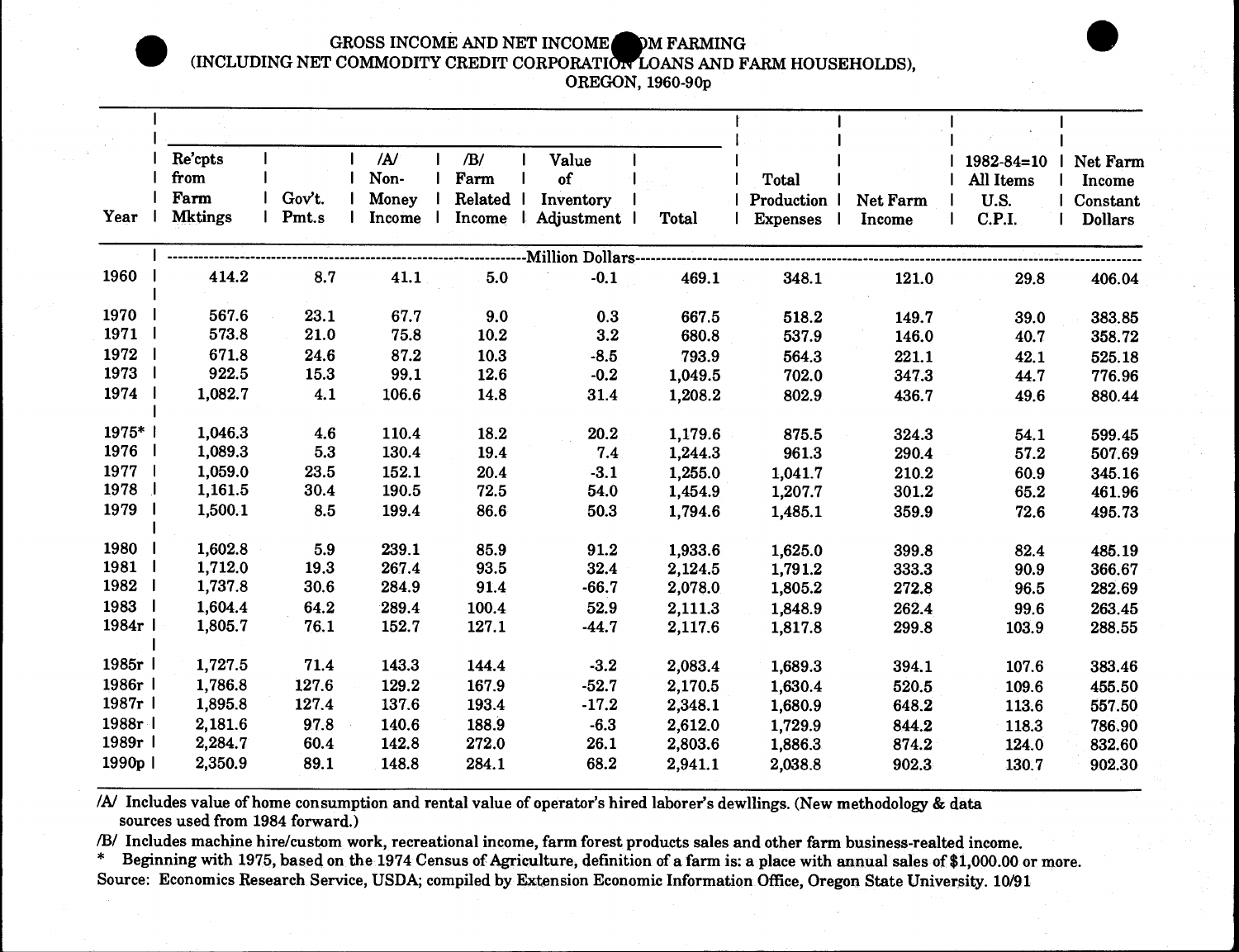GROSS INCOME AND NET INCOME FROM FARMING
(INCLUDING NET COMMODITY CREDIT CORPORATION LOANS AND FARM HOUSEHOLDS),
OREGON, 1960-90p

| Year | Re'cpts from Farm Mktings | Gov't. Pmt.s | /A/ Non-Money Income | /B/ Farm Related Income | Value of Inventory Adjustment | Total | Total Production Expenses | Net Farm Income | 1982-84=10 All Items U.S. C.P.I. | Net Farm Income Constant Dollars |
|---|---|---|---|---|---|---|---|---|---|---|
| | Million Dollars | | | | | | | | | |
| 1960 | 414.2 | 8.7 | 41.1 | 5.0 | -0.1 | 469.1 | 348.1 | 121.0 | 29.8 | 406.04 |
| 1970 | 567.6 | 23.1 | 67.7 | 9.0 | 0.3 | 667.5 | 518.2 | 149.7 | 39.0 | 383.85 |
| 1971 | 573.8 | 21.0 | 75.8 | 10.2 | 3.2 | 680.8 | 537.9 | 146.0 | 40.7 | 358.72 |
| 1972 | 671.8 | 24.6 | 87.2 | 10.3 | -8.5 | 793.9 | 564.3 | 221.1 | 42.1 | 525.18 |
| 1973 | 922.5 | 15.3 | 99.1 | 12.6 | -0.2 | 1,049.5 | 702.0 | 347.3 | 44.7 | 776.96 |
| 1974 | 1,082.7 | 4.1 | 106.6 | 14.8 | 31.4 | 1,208.2 | 802.9 | 436.7 | 49.6 | 880.44 |
| 1975* | 1,046.3 | 4.6 | 110.4 | 18.2 | 20.2 | 1,179.6 | 875.5 | 324.3 | 54.1 | 599.45 |
| 1976 | 1,089.3 | 5.3 | 130.4 | 19.4 | 7.4 | 1,244.3 | 961.3 | 290.4 | 57.2 | 507.69 |
| 1977 | 1,059.0 | 23.5 | 152.1 | 20.4 | -3.1 | 1,255.0 | 1,041.7 | 210.2 | 60.9 | 345.16 |
| 1978 | 1,161.5 | 30.4 | 190.5 | 72.5 | 54.0 | 1,454.9 | 1,207.7 | 301.2 | 65.2 | 461.96 |
| 1979 | 1,500.1 | 8.5 | 199.4 | 86.6 | 50.3 | 1,794.6 | 1,485.1 | 359.9 | 72.6 | 495.73 |
| 1980 | 1,602.8 | 5.9 | 239.1 | 85.9 | 91.2 | 1,933.6 | 1,625.0 | 399.8 | 82.4 | 485.19 |
| 1981 | 1,712.0 | 19.3 | 267.4 | 93.5 | 32.4 | 2,124.5 | 1,791.2 | 333.3 | 90.9 | 366.67 |
| 1982 | 1,737.8 | 30.6 | 284.9 | 91.4 | -66.7 | 2,078.0 | 1,805.2 | 272.8 | 96.5 | 282.69 |
| 1983 | 1,604.4 | 64.2 | 289.4 | 100.4 | 52.9 | 2,111.3 | 1,848.9 | 262.4 | 99.6 | 263.45 |
| 1984r | 1,805.7 | 76.1 | 152.7 | 127.1 | -44.7 | 2,117.6 | 1,817.8 | 299.8 | 103.9 | 288.55 |
| 1985r | 1,727.5 | 71.4 | 143.3 | 144.4 | -3.2 | 2,083.4 | 1,689.3 | 394.1 | 107.6 | 383.46 |
| 1986r | 1,786.8 | 127.6 | 129.2 | 167.9 | -52.7 | 2,170.5 | 1,630.4 | 520.5 | 109.6 | 455.50 |
| 1987r | 1,895.8 | 127.4 | 137.6 | 193.4 | -17.2 | 2,348.1 | 1,680.9 | 648.2 | 113.6 | 557.50 |
| 1988r | 2,181.6 | 97.8 | 140.6 | 188.9 | -6.3 | 2,612.0 | 1,729.9 | 844.2 | 118.3 | 786.90 |
| 1989r | 2,284.7 | 60.4 | 142.8 | 272.0 | 26.1 | 2,803.6 | 1,886.3 | 874.2 | 124.0 | 832.60 |
| 1990p | 2,350.9 | 89.1 | 148.8 | 284.1 | 68.2 | 2,941.1 | 2,038.8 | 902.3 | 130.7 | 902.30 |

/A/ Includes value of home consumption and rental value of operator's hired laborer's dewllings. (New methodology & data sources used from 1984 forward.)

/B/ Includes machine hire/custom work, recreational income, farm forest products sales and other farm business-realted income.

* Beginning with 1975, based on the 1974 Census of Agriculture, definition of a farm is: a place with annual sales of $1,000.00 or more.

Source: Economics Research Service, USDA; compiled by Extension Economic Information Office, Oregon State University. 10/91